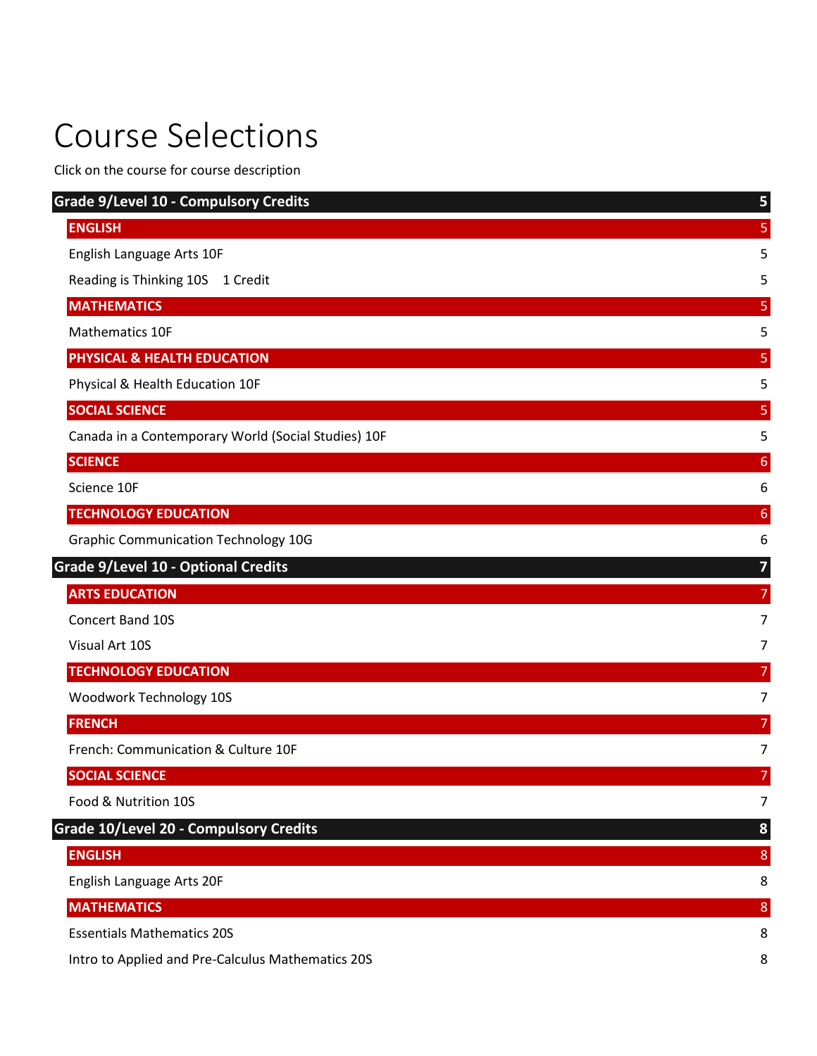# Course Selections

Click on the course for course description

| | |
|---|---|
| **Grade 9/Level 10 - Compulsory Credits** | **5** |
| **ENGLISH** | 5 |
| English Language Arts 10F | 5 |
| Reading is Thinking 10S 1 Credit | 5 |
| **MATHEMATICS** | 5 |
| Mathematics 10F | 5 |
| **PHYSICAL & HEALTH EDUCATION** | 5 |
| Physical & Health Education 10F | 5 |
| **SOCIAL SCIENCE** | 5 |
| Canada in a Contemporary World (Social Studies) 10F | 5 |
| **SCIENCE** | 6 |
| Science 10F | 6 |
| **TECHNOLOGY EDUCATION** | 6 |
| Graphic Communication Technology 10G | 6 |
| **Grade 9/Level 10 - Optional Credits** | **7** |
| **ARTS EDUCATION** | 7 |
| Concert Band 10S | 7 |
| Visual Art 10S | 7 |
| **TECHNOLOGY EDUCATION** | 7 |
| Woodwork Technology 10S | 7 |
| **FRENCH** | 7 |
| French: Communication & Culture 10F | 7 |
| **SOCIAL SCIENCE** | 7 |
| Food & Nutrition 10S | 7 |
| **Grade 10/Level 20 - Compulsory Credits** | **8** |
| **ENGLISH** | 8 |
| English Language Arts 20F | 8 |
| **MATHEMATICS** | 8 |
| Essentials Mathematics 20S | 8 |
| Intro to Applied and Pre-Calculus Mathematics 20S | 8 |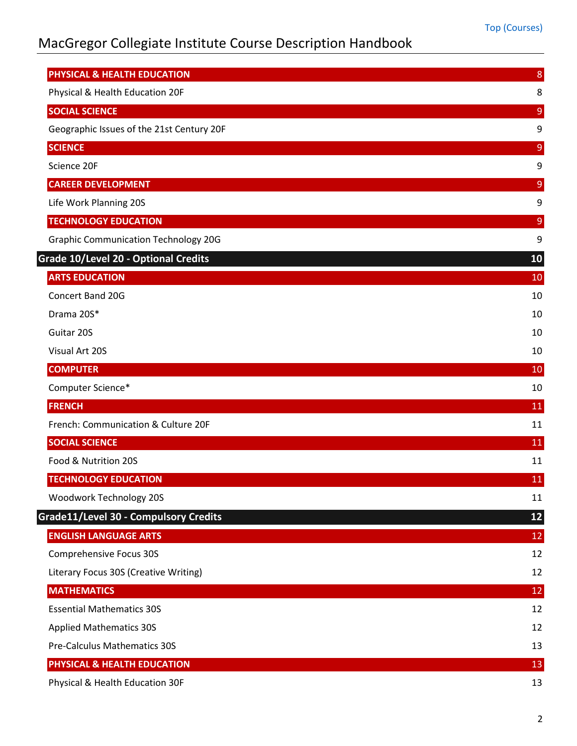| | |
|---|---|
| **PHYSICAL & HEALTH EDUCATION** | **8** |
| Physical & Health Education 20F | 8 |
| **SOCIAL SCIENCE** | **9** |
| Geographic Issues of the 21st Century 20F | 9 |
| **SCIENCE** | **9** |
| Science 20F | 9 |
| **CAREER DEVELOPMENT** | **9** |
| Life Work Planning 20S | 9 |
| **TECHNOLOGY EDUCATION** | **9** |
| Graphic Communication Technology 20G | 9 |
| **Grade 10/Level 20 - Optional Credits** | **10** |
| **ARTS EDUCATION** | **10** |
| Concert Band 20G | 10 |
| Drama 20S* | 10 |
| Guitar 20S | 10 |
| Visual Art 20S | 10 |
| **COMPUTER** | **10** |
| Computer Science* | 10 |
| **FRENCH** | **11** |
| French: Communication & Culture 20F | 11 |
| **SOCIAL SCIENCE** | **11** |
| Food & Nutrition 20S | 11 |
| **TECHNOLOGY EDUCATION** | **11** |
| Woodwork Technology 20S | 11 |
| **Grade11/Level 30 - Compulsory Credits** | **12** |
| **ENGLISH LANGUAGE ARTS** | **12** |
| Comprehensive Focus 30S | 12 |
| Literary Focus 30S (Creative Writing) | 12 |
| **MATHEMATICS** | **12** |
| Essential Mathematics 30S | 12 |
| Applied Mathematics 30S | 12 |
| Pre-Calculus Mathematics 30S | 13 |
| **PHYSICAL & HEALTH EDUCATION** | **13** |
| Physical & Health Education 30F | 13 |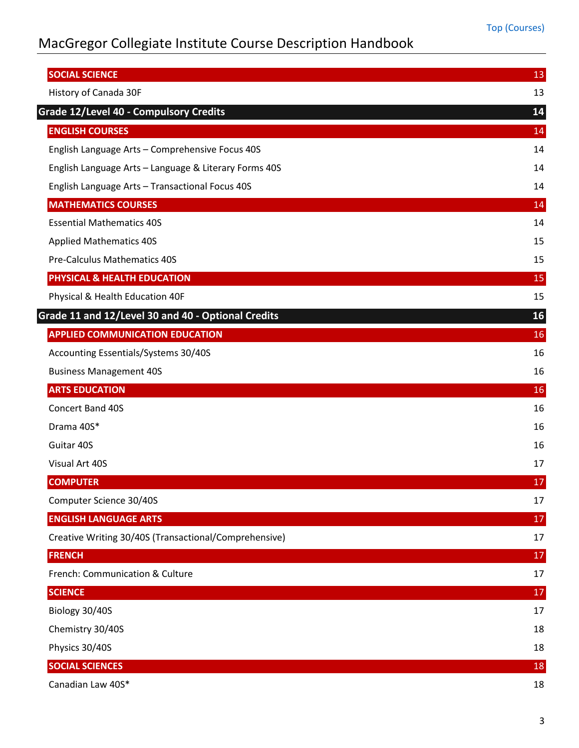| | |
|---|---|
| **SOCIAL SCIENCE** | 13 |
| History of Canada 30F | 13 |
| **Grade 12/Level 40 - Compulsory Credits** | **14** |
| **ENGLISH COURSES** | 14 |
| English Language Arts – Comprehensive Focus 40S | 14 |
| English Language Arts – Language & Literary Forms 40S | 14 |
| English Language Arts – Transactional Focus 40S | 14 |
| **MATHEMATICS COURSES** | 14 |
| Essential Mathematics 40S | 14 |
| Applied Mathematics 40S | 15 |
| Pre-Calculus Mathematics 40S | 15 |
| **PHYSICAL & HEALTH EDUCATION** | 15 |
| Physical & Health Education 40F | 15 |
| **Grade 11 and 12/Level 30 and 40 - Optional Credits** | **16** |
| **APPLIED COMMUNICATION EDUCATION** | 16 |
| Accounting Essentials/Systems 30/40S | 16 |
| Business Management 40S | 16 |
| **ARTS EDUCATION** | 16 |
| Concert Band 40S | 16 |
| Drama 40S* | 16 |
| Guitar 40S | 16 |
| Visual Art 40S | 17 |
| **COMPUTER** | 17 |
| Computer Science 30/40S | 17 |
| **ENGLISH LANGUAGE ARTS** | 17 |
| Creative Writing 30/40S (Transactional/Comprehensive) | 17 |
| **FRENCH** | 17 |
| French: Communication & Culture | 17 |
| **SCIENCE** | 17 |
| Biology 30/40S | 17 |
| Chemistry 30/40S | 18 |
| Physics 30/40S | 18 |
| **SOCIAL SCIENCES** | 18 |
| Canadian Law 40S* | 18 |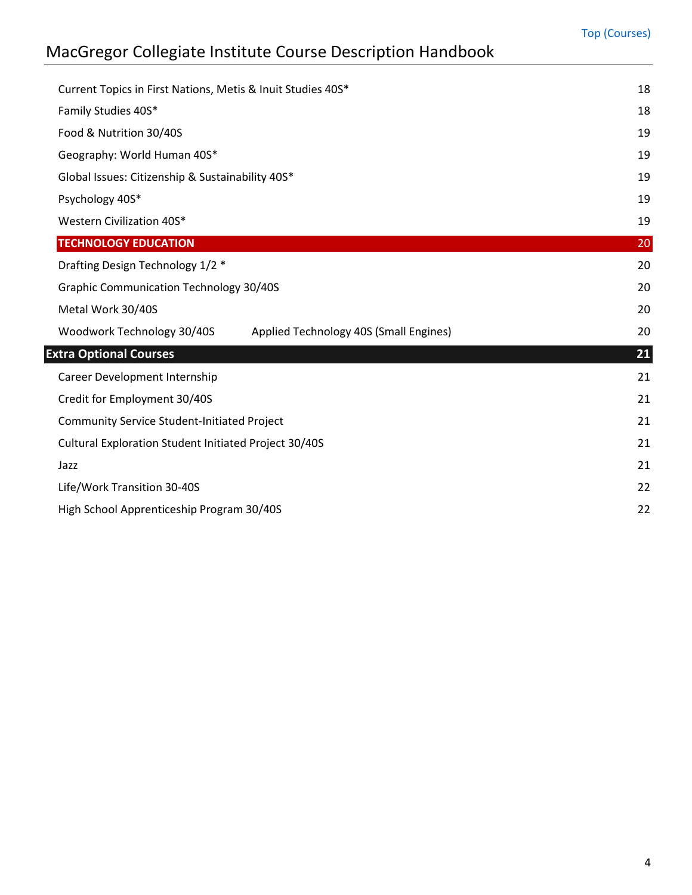| Course | Page |
| --- | --- |
| Current Topics in First Nations, Metis & Inuit Studies 40S* | 18 |
| Family Studies 40S* | 18 |
| Food & Nutrition 30/40S | 19 |
| Geography: World Human 40S* | 19 |
| Global Issues: Citizenship & Sustainability 40S* | 19 |
| Psychology 40S* | 19 |
| Western Civilization 40S* | 19 |
| **TECHNOLOGY EDUCATION** | **20** |
| Drafting Design Technology 1/2 * | 20 |
| Graphic Communication Technology 30/40S | 20 |
| Metal Work 30/40S | 20 |
| Woodwork Technology 30/40S     Applied Technology 40S (Small Engines) | 20 |
| **Extra Optional Courses** | **21** |
| Career Development Internship | 21 |
| Credit for Employment 30/40S | 21 |
| Community Service Student-Initiated Project | 21 |
| Cultural Exploration Student Initiated Project 30/40S | 21 |
| Jazz | 21 |
| Life/Work Transition 30-40S | 22 |
| High School Apprenticeship Program 30/40S | 22 |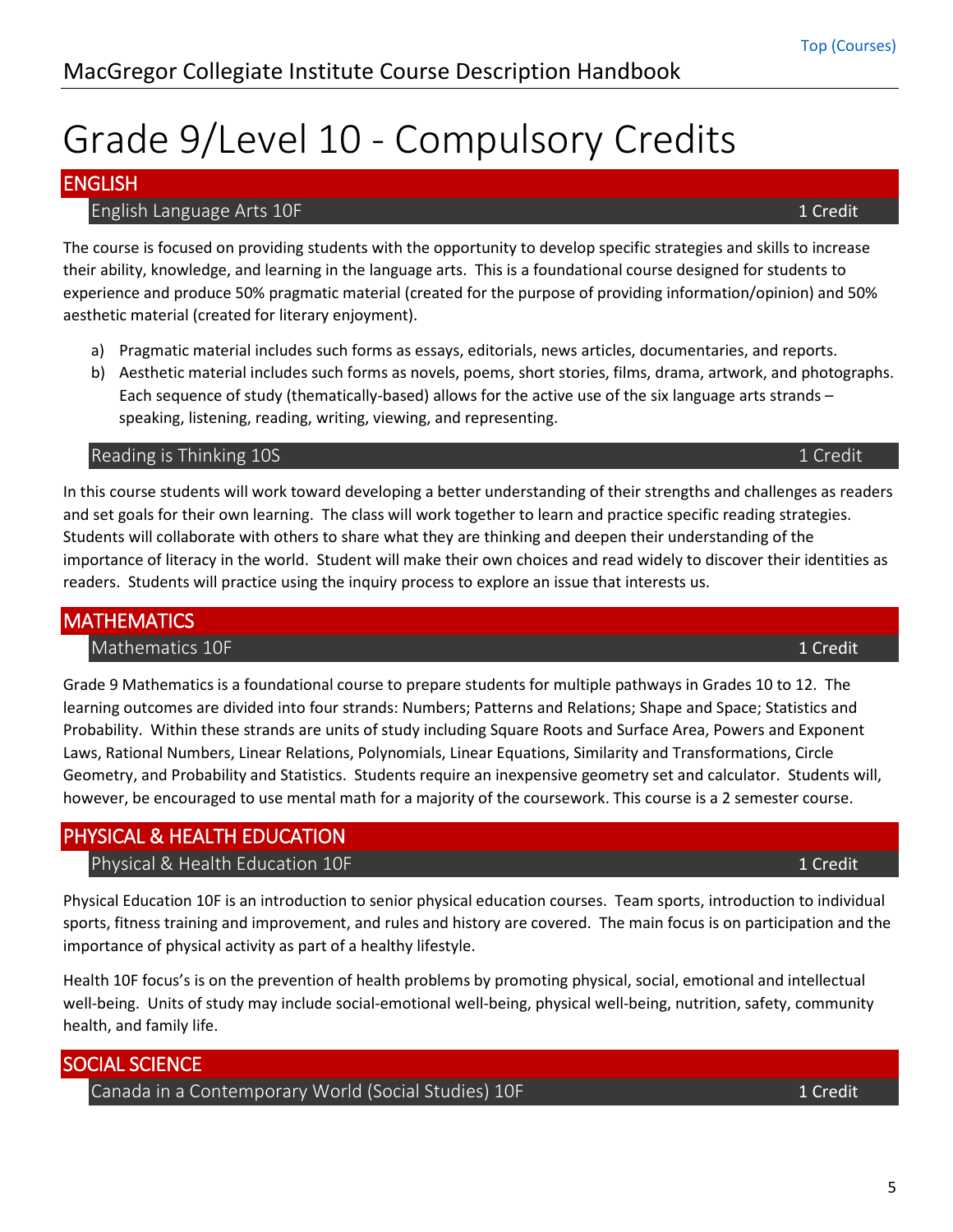# Grade 9/Level 10 - Compulsory Credits

## ENGLISH

### English Language Arts 10F — 1 Credit

The course is focused on providing students with the opportunity to develop specific strategies and skills to increase their ability, knowledge, and learning in the language arts. This is a foundational course designed for students to experience and produce 50% pragmatic material (created for the purpose of providing information/opinion) and 50% aesthetic material (created for literary enjoyment).

a) Pragmatic material includes such forms as essays, editorials, news articles, documentaries, and reports.
b) Aesthetic material includes such forms as novels, poems, short stories, films, drama, artwork, and photographs. Each sequence of study (thematically-based) allows for the active use of the six language arts strands – speaking, listening, reading, writing, viewing, and representing.

### Reading is Thinking 10S — 1 Credit

In this course students will work toward developing a better understanding of their strengths and challenges as readers and set goals for their own learning. The class will work together to learn and practice specific reading strategies. Students will collaborate with others to share what they are thinking and deepen their understanding of the importance of literacy in the world. Student will make their own choices and read widely to discover their identities as readers. Students will practice using the inquiry process to explore an issue that interests us.

## MATHEMATICS

### Mathematics 10F — 1 Credit

Grade 9 Mathematics is a foundational course to prepare students for multiple pathways in Grades 10 to 12. The learning outcomes are divided into four strands: Numbers; Patterns and Relations; Shape and Space; Statistics and Probability. Within these strands are units of study including Square Roots and Surface Area, Powers and Exponent Laws, Rational Numbers, Linear Relations, Polynomials, Linear Equations, Similarity and Transformations, Circle Geometry, and Probability and Statistics. Students require an inexpensive geometry set and calculator. Students will, however, be encouraged to use mental math for a majority of the coursework. This course is a 2 semester course.

## PHYSICAL & HEALTH EDUCATION

### Physical & Health Education 10F — 1 Credit

Physical Education 10F is an introduction to senior physical education courses. Team sports, introduction to individual sports, fitness training and improvement, and rules and history are covered. The main focus is on participation and the importance of physical activity as part of a healthy lifestyle.

Health 10F focus's is on the prevention of health problems by promoting physical, social, emotional and intellectual well-being. Units of study may include social-emotional well-being, physical well-being, nutrition, safety, community health, and family life.

## SOCIAL SCIENCE

### Canada in a Contemporary World (Social Studies) 10F — 1 Credit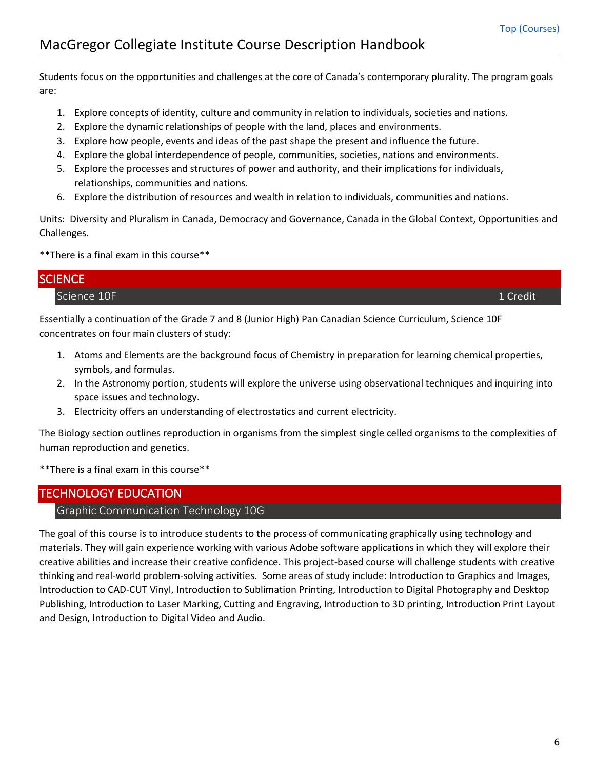Students focus on the opportunities and challenges at the core of Canada's contemporary plurality. The program goals are:

1. Explore concepts of identity, culture and community in relation to individuals, societies and nations.
2. Explore the dynamic relationships of people with the land, places and environments.
3. Explore how people, events and ideas of the past shape the present and influence the future.
4. Explore the global interdependence of people, communities, societies, nations and environments.
5. Explore the processes and structures of power and authority, and their implications for individuals, relationships, communities and nations.
6. Explore the distribution of resources and wealth in relation to individuals, communities and nations.

Units: Diversity and Pluralism in Canada, Democracy and Governance, Canada in the Global Context, Opportunities and Challenges.

**There is a final exam in this course**

## SCIENCE

### Science 10F — 1 Credit

Essentially a continuation of the Grade 7 and 8 (Junior High) Pan Canadian Science Curriculum, Science 10F concentrates on four main clusters of study:

1. Atoms and Elements are the background focus of Chemistry in preparation for learning chemical properties, symbols, and formulas.
2. In the Astronomy portion, students will explore the universe using observational techniques and inquiring into space issues and technology.
3. Electricity offers an understanding of electrostatics and current electricity.

The Biology section outlines reproduction in organisms from the simplest single celled organisms to the complexities of human reproduction and genetics.

**There is a final exam in this course**

## TECHNOLOGY EDUCATION

### Graphic Communication Technology 10G

The goal of this course is to introduce students to the process of communicating graphically using technology and materials. They will gain experience working with various Adobe software applications in which they will explore their creative abilities and increase their creative confidence. This project-based course will challenge students with creative thinking and real-world problem-solving activities. Some areas of study include: Introduction to Graphics and Images, Introduction to CAD-CUT Vinyl, Introduction to Sublimation Printing, Introduction to Digital Photography and Desktop Publishing, Introduction to Laser Marking, Cutting and Engraving, Introduction to 3D printing, Introduction Print Layout and Design, Introduction to Digital Video and Audio.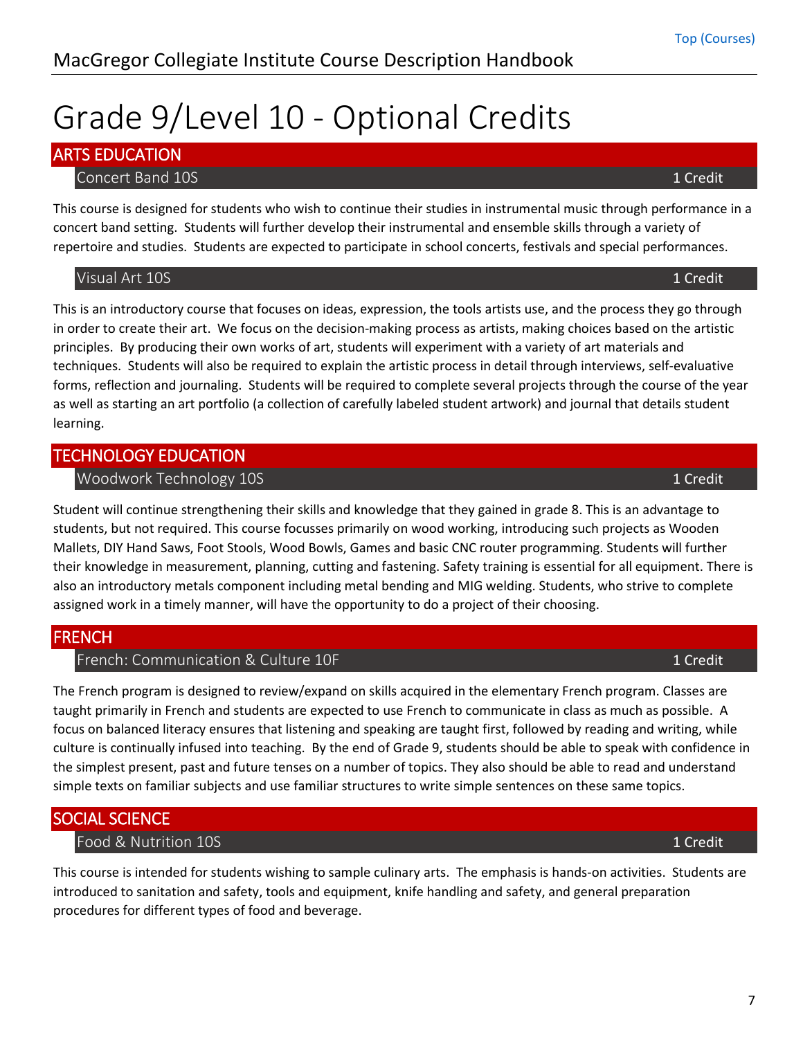# Grade 9/Level 10 - Optional Credits

## ARTS EDUCATION

### Concert Band 10S — 1 Credit

This course is designed for students who wish to continue their studies in instrumental music through performance in a concert band setting. Students will further develop their instrumental and ensemble skills through a variety of repertoire and studies. Students are expected to participate in school concerts, festivals and special performances.

### Visual Art 10S — 1 Credit

This is an introductory course that focuses on ideas, expression, the tools artists use, and the process they go through in order to create their art. We focus on the decision-making process as artists, making choices based on the artistic principles. By producing their own works of art, students will experiment with a variety of art materials and techniques. Students will also be required to explain the artistic process in detail through interviews, self-evaluative forms, reflection and journaling. Students will be required to complete several projects through the course of the year as well as starting an art portfolio (a collection of carefully labeled student artwork) and journal that details student learning.

## TECHNOLOGY EDUCATION

### Woodwork Technology 10S — 1 Credit

Student will continue strengthening their skills and knowledge that they gained in grade 8. This is an advantage to students, but not required. This course focusses primarily on wood working, introducing such projects as Wooden Mallets, DIY Hand Saws, Foot Stools, Wood Bowls, Games and basic CNC router programming. Students will further their knowledge in measurement, planning, cutting and fastening. Safety training is essential for all equipment. There is also an introductory metals component including metal bending and MIG welding. Students, who strive to complete assigned work in a timely manner, will have the opportunity to do a project of their choosing.

## FRENCH

### French: Communication & Culture 10F — 1 Credit

The French program is designed to review/expand on skills acquired in the elementary French program. Classes are taught primarily in French and students are expected to use French to communicate in class as much as possible. A focus on balanced literacy ensures that listening and speaking are taught first, followed by reading and writing, while culture is continually infused into teaching. By the end of Grade 9, students should be able to speak with confidence in the simplest present, past and future tenses on a number of topics. They also should be able to read and understand simple texts on familiar subjects and use familiar structures to write simple sentences on these same topics.

## SOCIAL SCIENCE

### Food & Nutrition 10S — 1 Credit

This course is intended for students wishing to sample culinary arts. The emphasis is hands-on activities. Students are introduced to sanitation and safety, tools and equipment, knife handling and safety, and general preparation procedures for different types of food and beverage.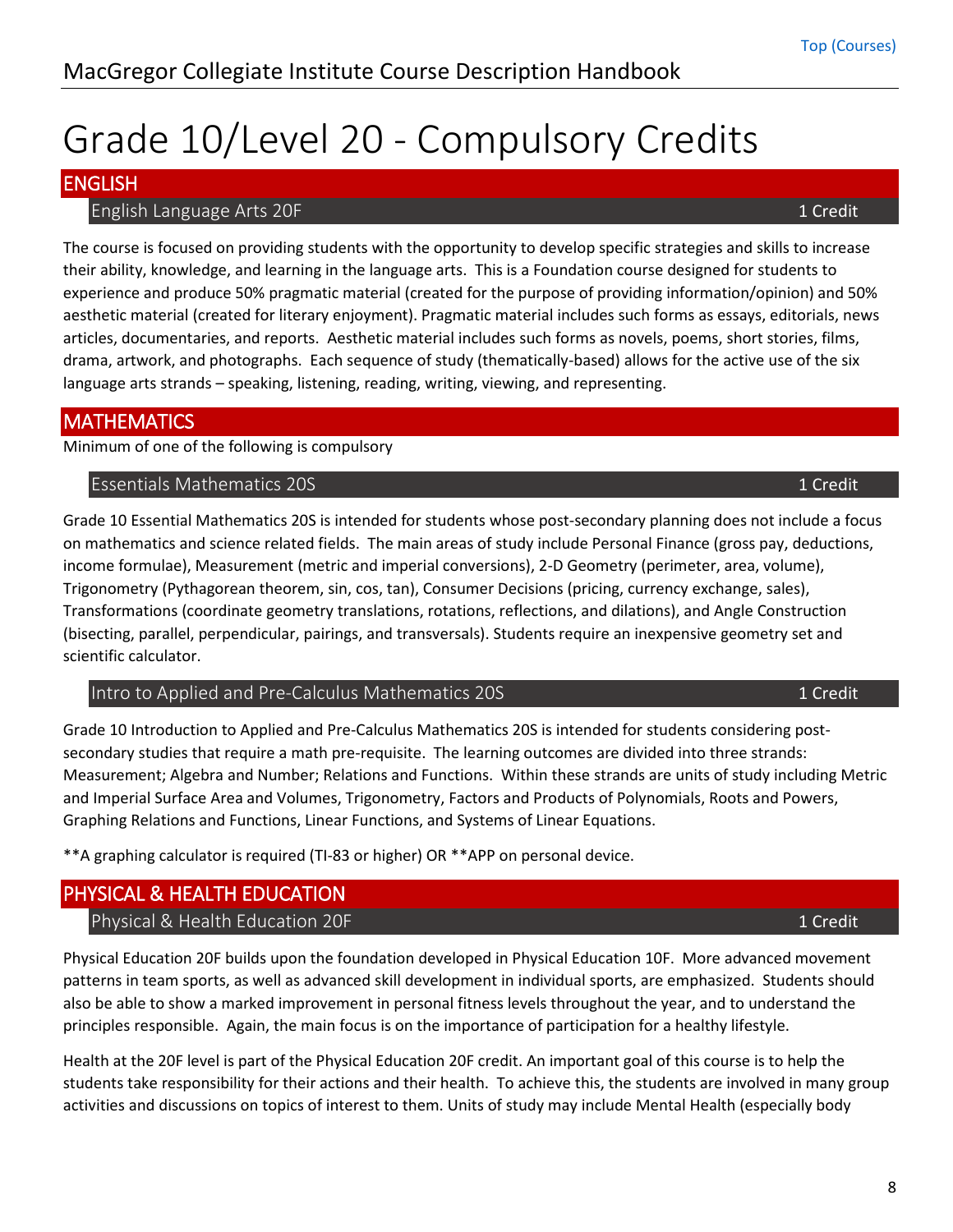# Grade 10/Level 20 - Compulsory Credits

## ENGLISH

### English Language Arts 20F — 1 Credit

The course is focused on providing students with the opportunity to develop specific strategies and skills to increase their ability, knowledge, and learning in the language arts. This is a Foundation course designed for students to experience and produce 50% pragmatic material (created for the purpose of providing information/opinion) and 50% aesthetic material (created for literary enjoyment). Pragmatic material includes such forms as essays, editorials, news articles, documentaries, and reports. Aesthetic material includes such forms as novels, poems, short stories, films, drama, artwork, and photographs. Each sequence of study (thematically-based) allows for the active use of the six language arts strands – speaking, listening, reading, writing, viewing, and representing.

## MATHEMATICS

Minimum of one of the following is compulsory

### Essentials Mathematics 20S — 1 Credit

Grade 10 Essential Mathematics 20S is intended for students whose post-secondary planning does not include a focus on mathematics and science related fields. The main areas of study include Personal Finance (gross pay, deductions, income formulae), Measurement (metric and imperial conversions), 2-D Geometry (perimeter, area, volume), Trigonometry (Pythagorean theorem, sin, cos, tan), Consumer Decisions (pricing, currency exchange, sales), Transformations (coordinate geometry translations, rotations, reflections, and dilations), and Angle Construction (bisecting, parallel, perpendicular, pairings, and transversals). Students require an inexpensive geometry set and scientific calculator.

### Intro to Applied and Pre-Calculus Mathematics 20S — 1 Credit

Grade 10 Introduction to Applied and Pre-Calculus Mathematics 20S is intended for students considering post-secondary studies that require a math pre-requisite. The learning outcomes are divided into three strands: Measurement; Algebra and Number; Relations and Functions. Within these strands are units of study including Metric and Imperial Surface Area and Volumes, Trigonometry, Factors and Products of Polynomials, Roots and Powers, Graphing Relations and Functions, Linear Functions, and Systems of Linear Equations.

**A graphing calculator is required (TI-83 or higher) OR **APP on personal device.

## PHYSICAL & HEALTH EDUCATION

### Physical & Health Education 20F — 1 Credit

Physical Education 20F builds upon the foundation developed in Physical Education 10F. More advanced movement patterns in team sports, as well as advanced skill development in individual sports, are emphasized. Students should also be able to show a marked improvement in personal fitness levels throughout the year, and to understand the principles responsible. Again, the main focus is on the importance of participation for a healthy lifestyle.

Health at the 20F level is part of the Physical Education 20F credit. An important goal of this course is to help the students take responsibility for their actions and their health. To achieve this, the students are involved in many group activities and discussions on topics of interest to them. Units of study may include Mental Health (especially body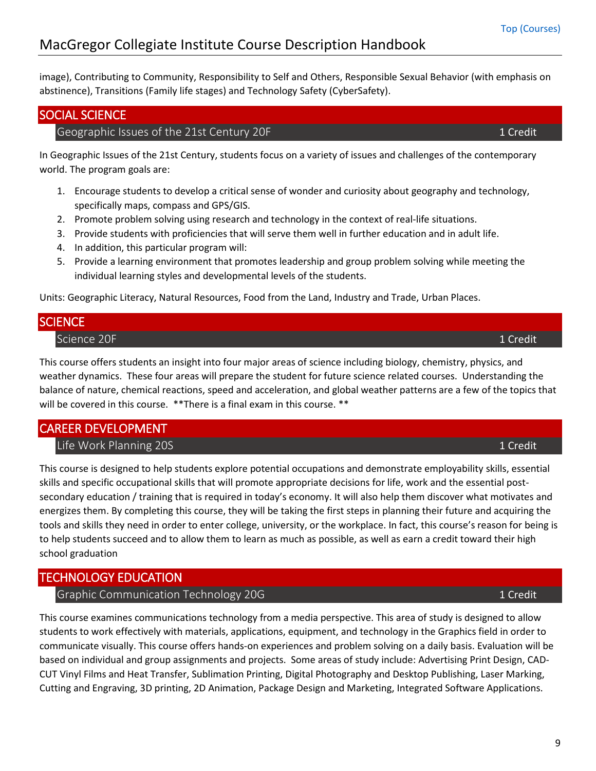image), Contributing to Community, Responsibility to Self and Others, Responsible Sexual Behavior (with emphasis on abstinence), Transitions (Family life stages) and Technology Safety (CyberSafety).

## SOCIAL SCIENCE

### Geographic Issues of the 21st Century 20F — 1 Credit

In Geographic Issues of the 21st Century, students focus on a variety of issues and challenges of the contemporary world. The program goals are:

1. Encourage students to develop a critical sense of wonder and curiosity about geography and technology, specifically maps, compass and GPS/GIS.
2. Promote problem solving using research and technology in the context of real-life situations.
3. Provide students with proficiencies that will serve them well in further education and in adult life.
4. In addition, this particular program will:
5. Provide a learning environment that promotes leadership and group problem solving while meeting the individual learning styles and developmental levels of the students.

Units: Geographic Literacy, Natural Resources, Food from the Land, Industry and Trade, Urban Places.

## SCIENCE

### Science 20F — 1 Credit

This course offers students an insight into four major areas of science including biology, chemistry, physics, and weather dynamics. These four areas will prepare the student for future science related courses. Understanding the balance of nature, chemical reactions, speed and acceleration, and global weather patterns are a few of the topics that will be covered in this course. **There is a final exam in this course.**

## CAREER DEVELOPMENT

### Life Work Planning 20S — 1 Credit

This course is designed to help students explore potential occupations and demonstrate employability skills, essential skills and specific occupational skills that will promote appropriate decisions for life, work and the essential post-secondary education / training that is required in today's economy. It will also help them discover what motivates and energizes them. By completing this course, they will be taking the first steps in planning their future and acquiring the tools and skills they need in order to enter college, university, or the workplace. In fact, this course's reason for being is to help students succeed and to allow them to learn as much as possible, as well as earn a credit toward their high school graduation

## TECHNOLOGY EDUCATION

### Graphic Communication Technology 20G — 1 Credit

This course examines communications technology from a media perspective. This area of study is designed to allow students to work effectively with materials, applications, equipment, and technology in the Graphics field in order to communicate visually. This course offers hands-on experiences and problem solving on a daily basis. Evaluation will be based on individual and group assignments and projects. Some areas of study include: Advertising Print Design, CAD-CUT Vinyl Films and Heat Transfer, Sublimation Printing, Digital Photography and Desktop Publishing, Laser Marking, Cutting and Engraving, 3D printing, 2D Animation, Package Design and Marketing, Integrated Software Applications.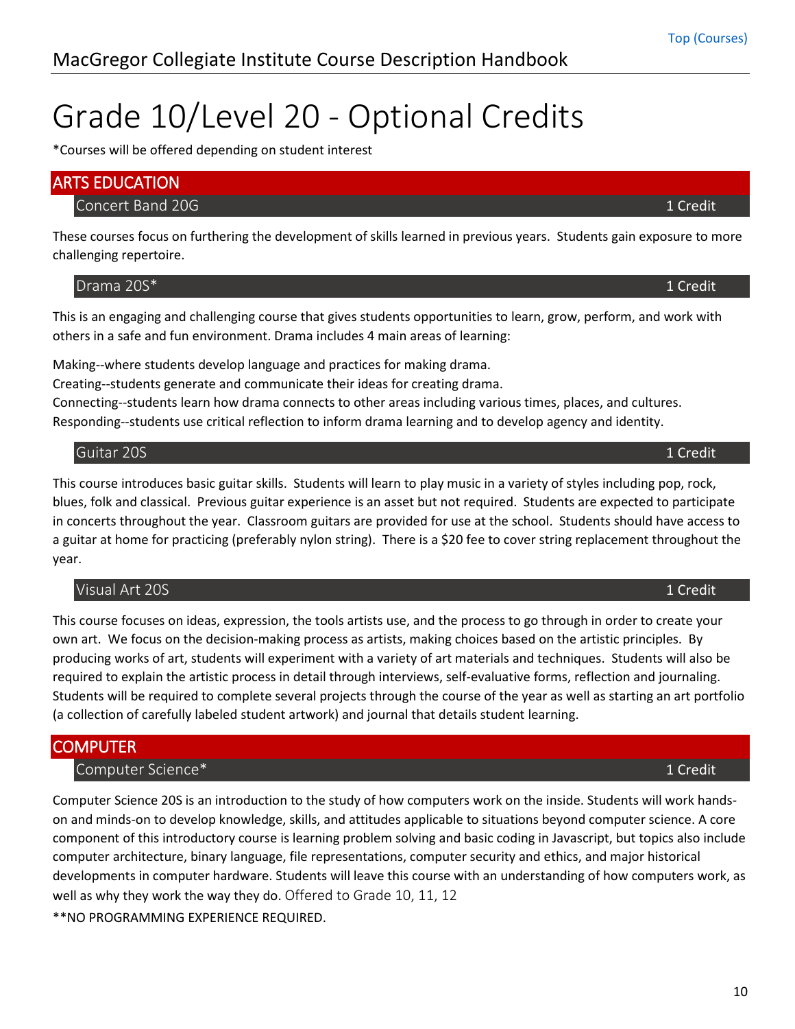# Grade 10/Level 20 - Optional Credits

*Courses will be offered depending on student interest

## ARTS EDUCATION

### Concert Band 20G — 1 Credit

These courses focus on furthering the development of skills learned in previous years. Students gain exposure to more challenging repertoire.

### Drama 20S* — 1 Credit

This is an engaging and challenging course that gives students opportunities to learn, grow, perform, and work with others in a safe and fun environment. Drama includes 4 main areas of learning:

Making--where students develop language and practices for making drama.
Creating--students generate and communicate their ideas for creating drama.
Connecting--students learn how drama connects to other areas including various times, places, and cultures.
Responding--students use critical reflection to inform drama learning and to develop agency and identity.

### Guitar 20S — 1 Credit

This course introduces basic guitar skills. Students will learn to play music in a variety of styles including pop, rock, blues, folk and classical. Previous guitar experience is an asset but not required. Students are expected to participate in concerts throughout the year. Classroom guitars are provided for use at the school. Students should have access to a guitar at home for practicing (preferably nylon string). There is a $20 fee to cover string replacement throughout the year.

### Visual Art 20S — 1 Credit

This course focuses on ideas, expression, the tools artists use, and the process to go through in order to create your own art. We focus on the decision-making process as artists, making choices based on the artistic principles. By producing works of art, students will experiment with a variety of art materials and techniques. Students will also be required to explain the artistic process in detail through interviews, self-evaluative forms, reflection and journaling. Students will be required to complete several projects through the course of the year as well as starting an art portfolio (a collection of carefully labeled student artwork) and journal that details student learning.

## COMPUTER

### Computer Science* — 1 Credit

Computer Science 20S is an introduction to the study of how computers work on the inside. Students will work hands-on and minds-on to develop knowledge, skills, and attitudes applicable to situations beyond computer science. A core component of this introductory course is learning problem solving and basic coding in Javascript, but topics also include computer architecture, binary language, file representations, computer security and ethics, and major historical developments in computer hardware. Students will leave this course with an understanding of how computers work, as well as why they work the way they do. Offered to Grade 10, 11, 12

**NO PROGRAMMING EXPERIENCE REQUIRED.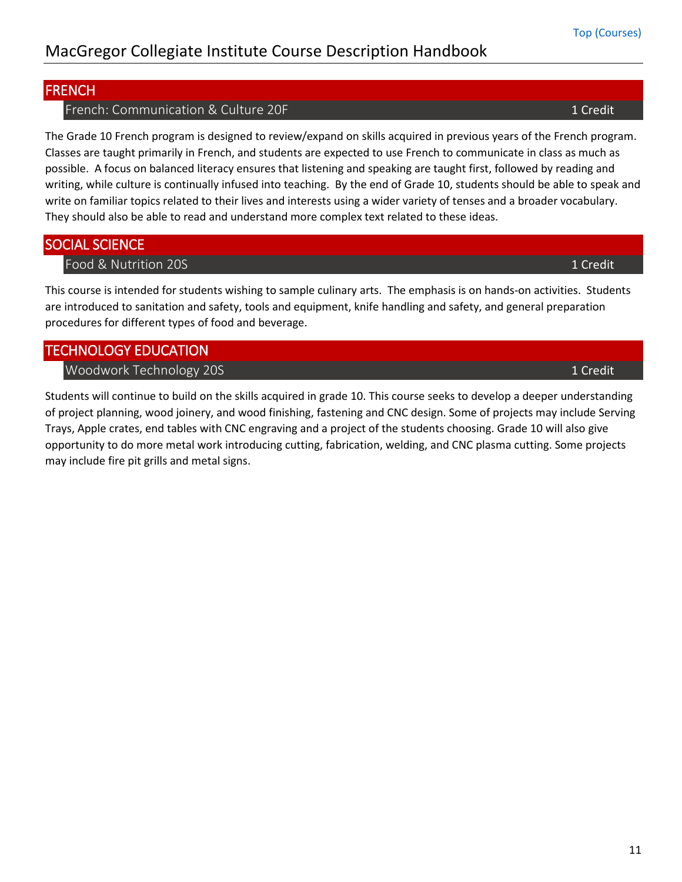## FRENCH

### French: Communication & Culture 20F — 1 Credit

The Grade 10 French program is designed to review/expand on skills acquired in previous years of the French program. Classes are taught primarily in French, and students are expected to use French to communicate in class as much as possible. A focus on balanced literacy ensures that listening and speaking are taught first, followed by reading and writing, while culture is continually infused into teaching. By the end of Grade 10, students should be able to speak and write on familiar topics related to their lives and interests using a wider variety of tenses and a broader vocabulary. They should also be able to read and understand more complex text related to these ideas.

## SOCIAL SCIENCE

### Food & Nutrition 20S — 1 Credit

This course is intended for students wishing to sample culinary arts. The emphasis is on hands-on activities. Students are introduced to sanitation and safety, tools and equipment, knife handling and safety, and general preparation procedures for different types of food and beverage.

## TECHNOLOGY EDUCATION

### Woodwork Technology 20S — 1 Credit

Students will continue to build on the skills acquired in grade 10. This course seeks to develop a deeper understanding of project planning, wood joinery, and wood finishing, fastening and CNC design. Some of projects may include Serving Trays, Apple crates, end tables with CNC engraving and a project of the students choosing. Grade 10 will also give opportunity to do more metal work introducing cutting, fabrication, welding, and CNC plasma cutting. Some projects may include fire pit grills and metal signs.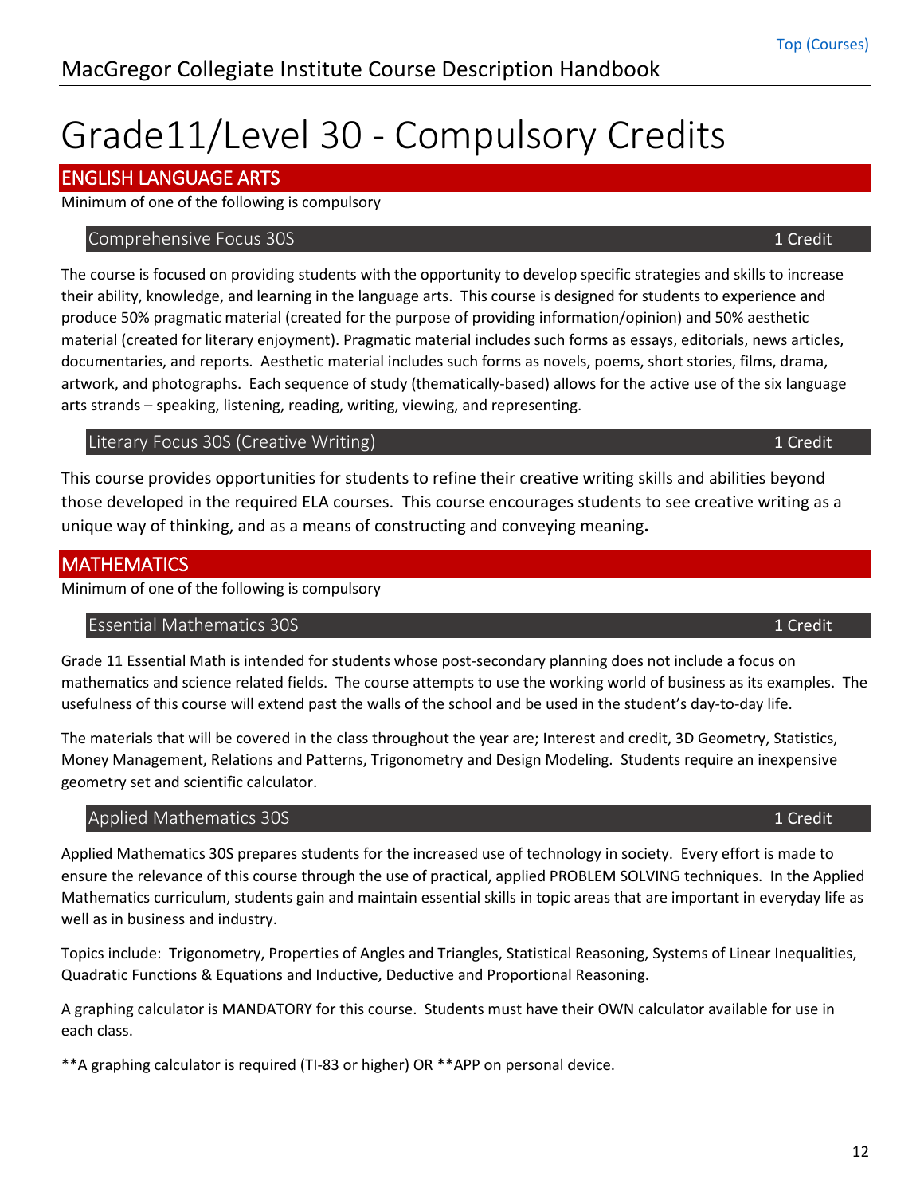# Grade11/Level 30 - Compulsory Credits

## ENGLISH LANGUAGE ARTS

Minimum of one of the following is compulsory

### Comprehensive Focus 30S — 1 Credit

The course is focused on providing students with the opportunity to develop specific strategies and skills to increase their ability, knowledge, and learning in the language arts. This course is designed for students to experience and produce 50% pragmatic material (created for the purpose of providing information/opinion) and 50% aesthetic material (created for literary enjoyment). Pragmatic material includes such forms as essays, editorials, news articles, documentaries, and reports. Aesthetic material includes such forms as novels, poems, short stories, films, drama, artwork, and photographs. Each sequence of study (thematically-based) allows for the active use of the six language arts strands – speaking, listening, reading, writing, viewing, and representing.

### Literary Focus 30S (Creative Writing) — 1 Credit

This course provides opportunities for students to refine their creative writing skills and abilities beyond those developed in the required ELA courses. This course encourages students to see creative writing as a unique way of thinking, and as a means of constructing and conveying meaning.

## MATHEMATICS

Minimum of one of the following is compulsory

### Essential Mathematics 30S — 1 Credit

Grade 11 Essential Math is intended for students whose post-secondary planning does not include a focus on mathematics and science related fields. The course attempts to use the working world of business as its examples. The usefulness of this course will extend past the walls of the school and be used in the student's day-to-day life.

The materials that will be covered in the class throughout the year are; Interest and credit, 3D Geometry, Statistics, Money Management, Relations and Patterns, Trigonometry and Design Modeling. Students require an inexpensive geometry set and scientific calculator.

### Applied Mathematics 30S — 1 Credit

Applied Mathematics 30S prepares students for the increased use of technology in society. Every effort is made to ensure the relevance of this course through the use of practical, applied PROBLEM SOLVING techniques. In the Applied Mathematics curriculum, students gain and maintain essential skills in topic areas that are important in everyday life as well as in business and industry.

Topics include: Trigonometry, Properties of Angles and Triangles, Statistical Reasoning, Systems of Linear Inequalities, Quadratic Functions & Equations and Inductive, Deductive and Proportional Reasoning.

A graphing calculator is MANDATORY for this course. Students must have their OWN calculator available for use in each class.

**A graphing calculator is required (TI-83 or higher) OR **APP on personal device.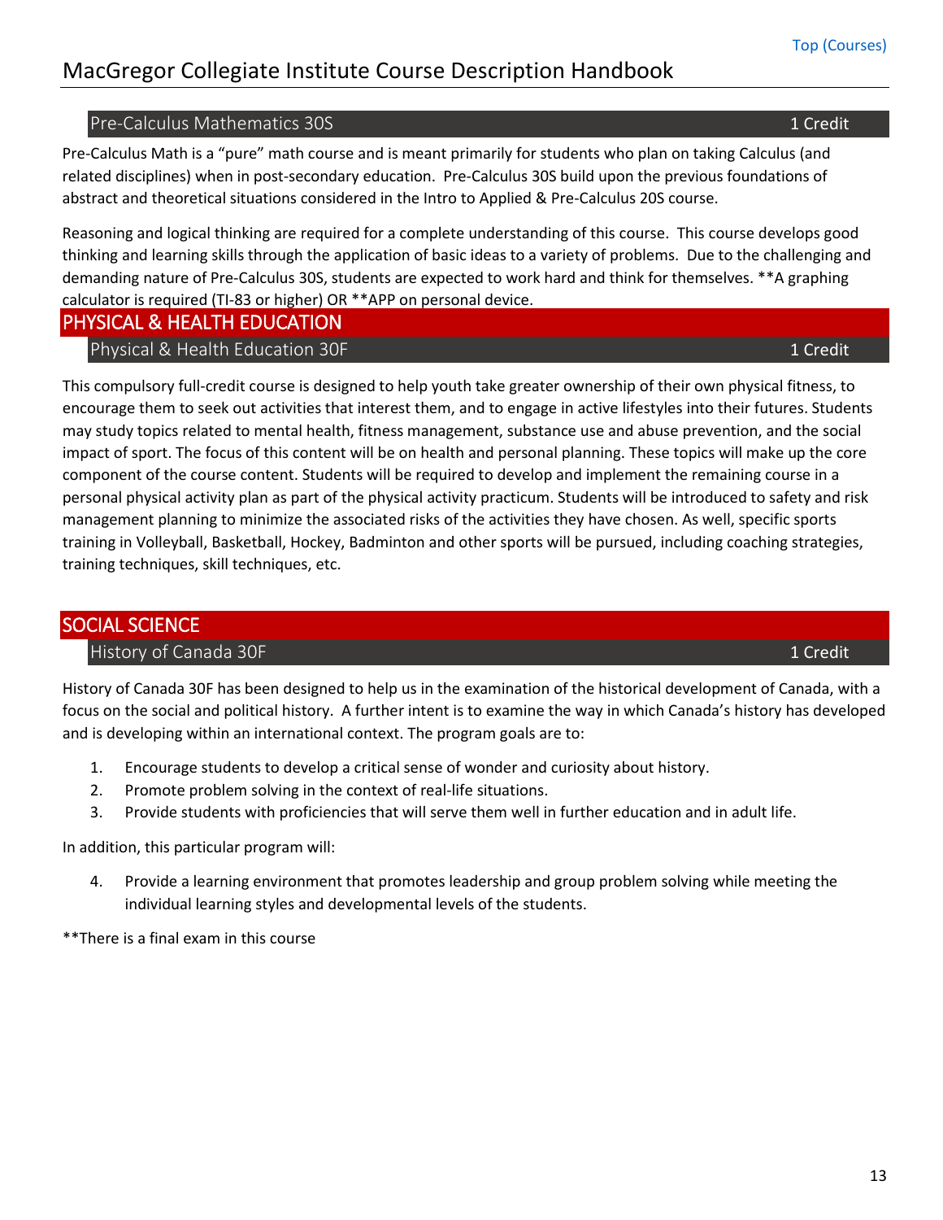### Pre-Calculus Mathematics 30S — 1 Credit

Pre-Calculus Math is a "pure" math course and is meant primarily for students who plan on taking Calculus (and related disciplines) when in post-secondary education. Pre-Calculus 30S build upon the previous foundations of abstract and theoretical situations considered in the Intro to Applied & Pre-Calculus 20S course.

Reasoning and logical thinking are required for a complete understanding of this course. This course develops good thinking and learning skills through the application of basic ideas to a variety of problems. Due to the challenging and demanding nature of Pre-Calculus 30S, students are expected to work hard and think for themselves. **A graphing calculator is required (TI-83 or higher) OR **APP on personal device.

## PHYSICAL & HEALTH EDUCATION

### Physical & Health Education 30F — 1 Credit

This compulsory full-credit course is designed to help youth take greater ownership of their own physical fitness, to encourage them to seek out activities that interest them, and to engage in active lifestyles into their futures. Students may study topics related to mental health, fitness management, substance use and abuse prevention, and the social impact of sport. The focus of this content will be on health and personal planning. These topics will make up the core component of the course content. Students will be required to develop and implement the remaining course in a personal physical activity plan as part of the physical activity practicum. Students will be introduced to safety and risk management planning to minimize the associated risks of the activities they have chosen. As well, specific sports training in Volleyball, Basketball, Hockey, Badminton and other sports will be pursued, including coaching strategies, training techniques, skill techniques, etc.

## SOCIAL SCIENCE

### History of Canada 30F — 1 Credit

History of Canada 30F has been designed to help us in the examination of the historical development of Canada, with a focus on the social and political history. A further intent is to examine the way in which Canada's history has developed and is developing within an international context. The program goals are to:

1. Encourage students to develop a critical sense of wonder and curiosity about history.
2. Promote problem solving in the context of real-life situations.
3. Provide students with proficiencies that will serve them well in further education and in adult life.

In addition, this particular program will:

4. Provide a learning environment that promotes leadership and group problem solving while meeting the individual learning styles and developmental levels of the students.

**There is a final exam in this course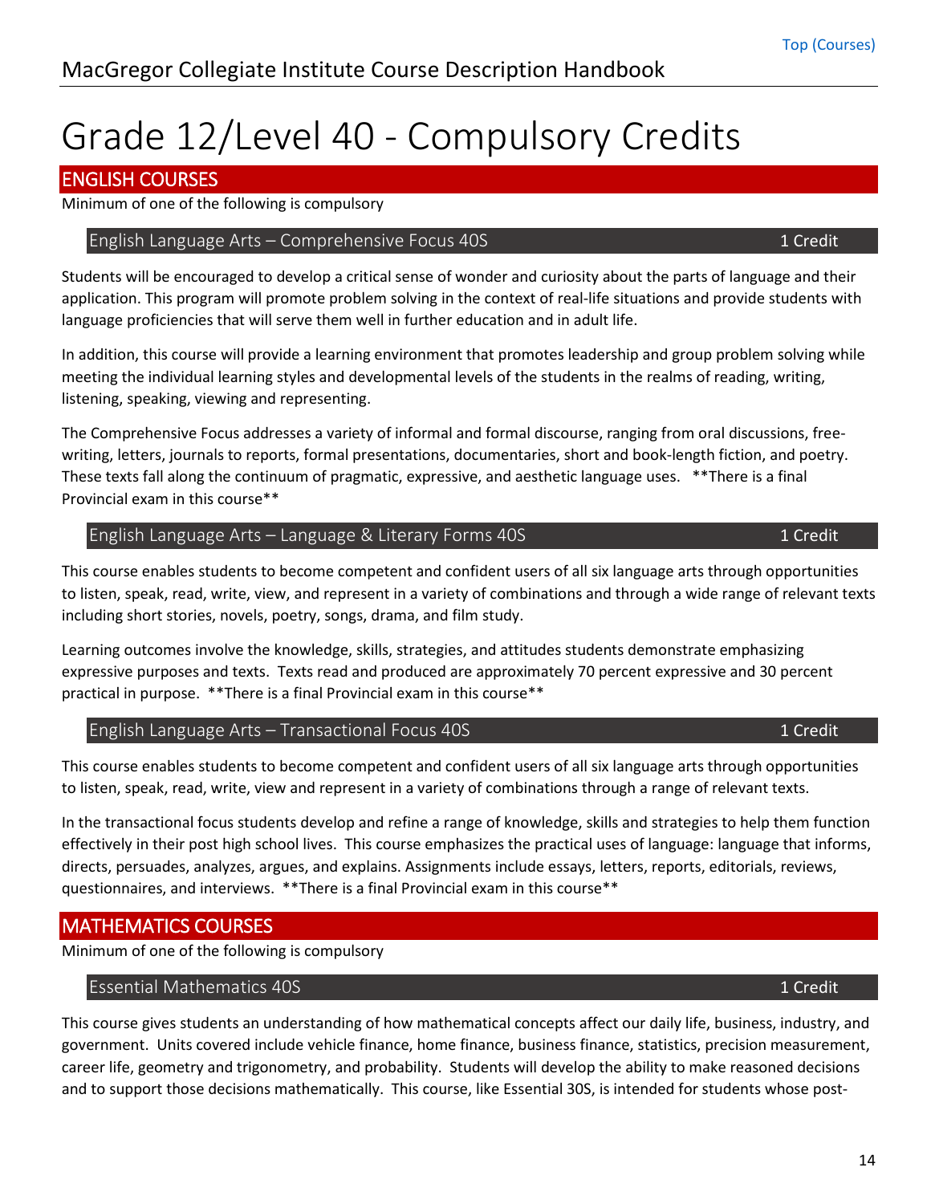# Grade 12/Level 40 - Compulsory Credits

## ENGLISH COURSES

Minimum of one of the following is compulsory

### English Language Arts – Comprehensive Focus 40S — 1 Credit

Students will be encouraged to develop a critical sense of wonder and curiosity about the parts of language and their application. This program will promote problem solving in the context of real-life situations and provide students with language proficiencies that will serve them well in further education and in adult life.

In addition, this course will provide a learning environment that promotes leadership and group problem solving while meeting the individual learning styles and developmental levels of the students in the realms of reading, writing, listening, speaking, viewing and representing.

The Comprehensive Focus addresses a variety of informal and formal discourse, ranging from oral discussions, free-writing, letters, journals to reports, formal presentations, documentaries, short and book-length fiction, and poetry. These texts fall along the continuum of pragmatic, expressive, and aesthetic language uses. **There is a final Provincial exam in this course**

### English Language Arts – Language & Literary Forms 40S — 1 Credit

This course enables students to become competent and confident users of all six language arts through opportunities to listen, speak, read, write, view, and represent in a variety of combinations and through a wide range of relevant texts including short stories, novels, poetry, songs, drama, and film study.

Learning outcomes involve the knowledge, skills, strategies, and attitudes students demonstrate emphasizing expressive purposes and texts. Texts read and produced are approximately 70 percent expressive and 30 percent practical in purpose. **There is a final Provincial exam in this course**

### English Language Arts – Transactional Focus 40S — 1 Credit

This course enables students to become competent and confident users of all six language arts through opportunities to listen, speak, read, write, view and represent in a variety of combinations through a range of relevant texts.

In the transactional focus students develop and refine a range of knowledge, skills and strategies to help them function effectively in their post high school lives. This course emphasizes the practical uses of language: language that informs, directs, persuades, analyzes, argues, and explains. Assignments include essays, letters, reports, editorials, reviews, questionnaires, and interviews. **There is a final Provincial exam in this course**

## MATHEMATICS COURSES

Minimum of one of the following is compulsory

### Essential Mathematics 40S — 1 Credit

This course gives students an understanding of how mathematical concepts affect our daily life, business, industry, and government. Units covered include vehicle finance, home finance, business finance, statistics, precision measurement, career life, geometry and trigonometry, and probability. Students will develop the ability to make reasoned decisions and to support those decisions mathematically. This course, like Essential 30S, is intended for students whose post-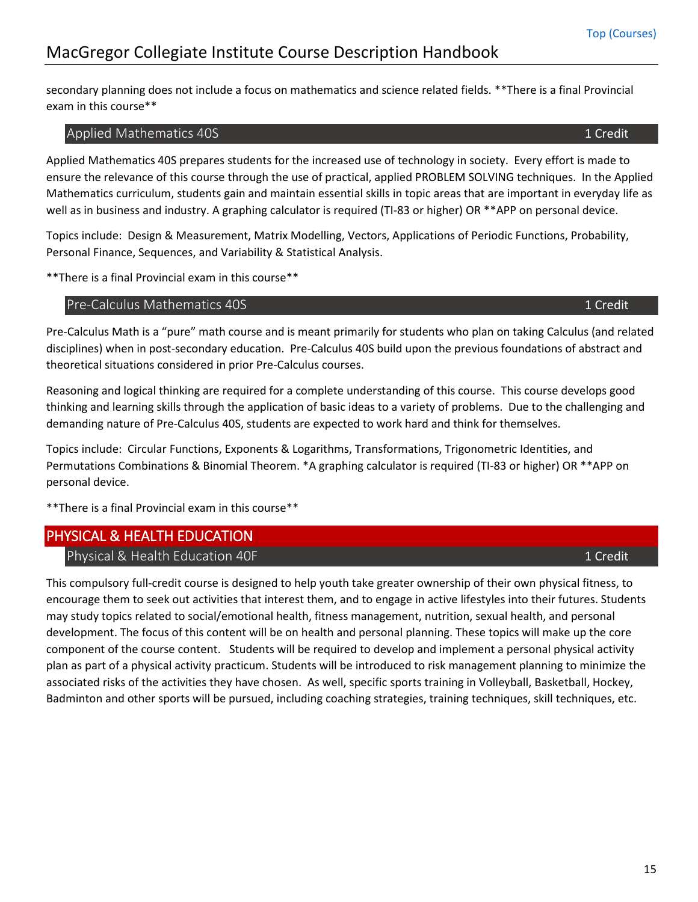secondary planning does not include a focus on mathematics and science related fields. **There is a final Provincial exam in this course**

### Applied Mathematics 40S — 1 Credit

Applied Mathematics 40S prepares students for the increased use of technology in society. Every effort is made to ensure the relevance of this course through the use of practical, applied PROBLEM SOLVING techniques. In the Applied Mathematics curriculum, students gain and maintain essential skills in topic areas that are important in everyday life as well as in business and industry. A graphing calculator is required (TI-83 or higher) OR **APP on personal device.

Topics include: Design & Measurement, Matrix Modelling, Vectors, Applications of Periodic Functions, Probability, Personal Finance, Sequences, and Variability & Statistical Analysis.

**There is a final Provincial exam in this course**

### Pre-Calculus Mathematics 40S — 1 Credit

Pre-Calculus Math is a "pure" math course and is meant primarily for students who plan on taking Calculus (and related disciplines) when in post-secondary education. Pre-Calculus 40S build upon the previous foundations of abstract and theoretical situations considered in prior Pre-Calculus courses.

Reasoning and logical thinking are required for a complete understanding of this course. This course develops good thinking and learning skills through the application of basic ideas to a variety of problems. Due to the challenging and demanding nature of Pre-Calculus 40S, students are expected to work hard and think for themselves.

Topics include: Circular Functions, Exponents & Logarithms, Transformations, Trigonometric Identities, and Permutations Combinations & Binomial Theorem. *A graphing calculator is required (TI-83 or higher) OR **APP on personal device.

**There is a final Provincial exam in this course**

## PHYSICAL & HEALTH EDUCATION

### Physical & Health Education 40F — 1 Credit

This compulsory full-credit course is designed to help youth take greater ownership of their own physical fitness, to encourage them to seek out activities that interest them, and to engage in active lifestyles into their futures. Students may study topics related to social/emotional health, fitness management, nutrition, sexual health, and personal development. The focus of this content will be on health and personal planning. These topics will make up the core component of the course content. Students will be required to develop and implement a personal physical activity plan as part of a physical activity practicum. Students will be introduced to risk management planning to minimize the associated risks of the activities they have chosen. As well, specific sports training in Volleyball, Basketball, Hockey, Badminton and other sports will be pursued, including coaching strategies, training techniques, skill techniques, etc.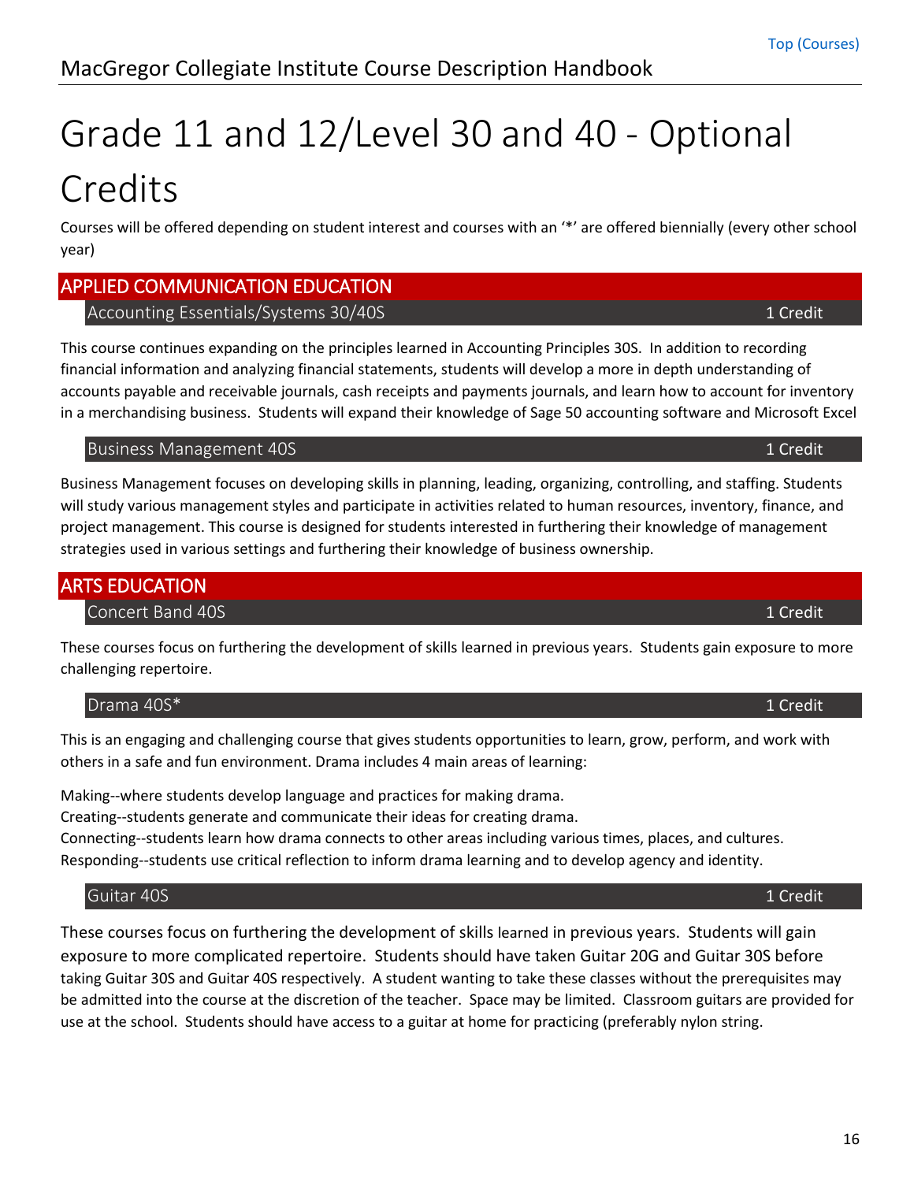# Grade 11 and 12/Level 30 and 40 - Optional Credits

Courses will be offered depending on student interest and courses with an '*' are offered biennially (every other school year)

## APPLIED COMMUNICATION EDUCATION

### Accounting Essentials/Systems 30/40S — 1 Credit

This course continues expanding on the principles learned in Accounting Principles 30S. In addition to recording financial information and analyzing financial statements, students will develop a more in depth understanding of accounts payable and receivable journals, cash receipts and payments journals, and learn how to account for inventory in a merchandising business. Students will expand their knowledge of Sage 50 accounting software and Microsoft Excel

### Business Management 40S — 1 Credit

Business Management focuses on developing skills in planning, leading, organizing, controlling, and staffing. Students will study various management styles and participate in activities related to human resources, inventory, finance, and project management. This course is designed for students interested in furthering their knowledge of management strategies used in various settings and furthering their knowledge of business ownership.

## ARTS EDUCATION

### Concert Band 40S — 1 Credit

These courses focus on furthering the development of skills learned in previous years. Students gain exposure to more challenging repertoire.

### Drama 40S* — 1 Credit

This is an engaging and challenging course that gives students opportunities to learn, grow, perform, and work with others in a safe and fun environment. Drama includes 4 main areas of learning:

Making--where students develop language and practices for making drama.
Creating--students generate and communicate their ideas for creating drama.
Connecting--students learn how drama connects to other areas including various times, places, and cultures.
Responding--students use critical reflection to inform drama learning and to develop agency and identity.

### Guitar 40S — 1 Credit

These courses focus on furthering the development of skills learned in previous years. Students will gain exposure to more complicated repertoire. Students should have taken Guitar 20G and Guitar 30S before taking Guitar 30S and Guitar 40S respectively. A student wanting to take these classes without the prerequisites may be admitted into the course at the discretion of the teacher. Space may be limited. Classroom guitars are provided for use at the school. Students should have access to a guitar at home for practicing (preferably nylon string.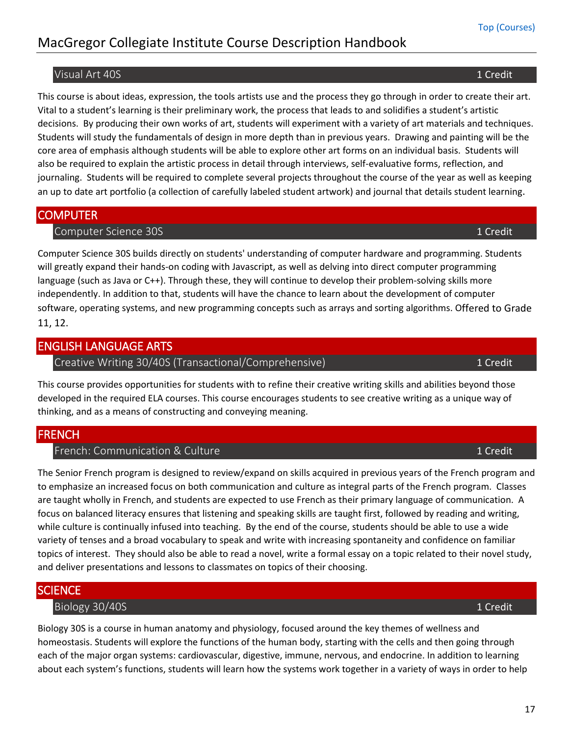### Visual Art 40S — 1 Credit

This course is about ideas, expression, the tools artists use and the process they go through in order to create their art. Vital to a student's learning is their preliminary work, the process that leads to and solidifies a student's artistic decisions. By producing their own works of art, students will experiment with a variety of art materials and techniques. Students will study the fundamentals of design in more depth than in previous years. Drawing and painting will be the core area of emphasis although students will be able to explore other art forms on an individual basis. Students will also be required to explain the artistic process in detail through interviews, self-evaluative forms, reflection, and journaling. Students will be required to complete several projects throughout the course of the year as well as keeping an up to date art portfolio (a collection of carefully labeled student artwork) and journal that details student learning.

## COMPUTER

### Computer Science 30S — 1 Credit

Computer Science 30S builds directly on students' understanding of computer hardware and programming. Students will greatly expand their hands-on coding with Javascript, as well as delving into direct computer programming language (such as Java or C++). Through these, they will continue to develop their problem-solving skills more independently. In addition to that, students will have the chance to learn about the development of computer software, operating systems, and new programming concepts such as arrays and sorting algorithms. Offered to Grade 11, 12.

## ENGLISH LANGUAGE ARTS

### Creative Writing 30/40S (Transactional/Comprehensive) — 1 Credit

This course provides opportunities for students with to refine their creative writing skills and abilities beyond those developed in the required ELA courses. This course encourages students to see creative writing as a unique way of thinking, and as a means of constructing and conveying meaning.

## FRENCH

### French: Communication & Culture — 1 Credit

The Senior French program is designed to review/expand on skills acquired in previous years of the French program and to emphasize an increased focus on both communication and culture as integral parts of the French program. Classes are taught wholly in French, and students are expected to use French as their primary language of communication. A focus on balanced literacy ensures that listening and speaking skills are taught first, followed by reading and writing, while culture is continually infused into teaching. By the end of the course, students should be able to use a wide variety of tenses and a broad vocabulary to speak and write with increasing spontaneity and confidence on familiar topics of interest. They should also be able to read a novel, write a formal essay on a topic related to their novel study, and deliver presentations and lessons to classmates on topics of their choosing.

## SCIENCE

### Biology 30/40S — 1 Credit

Biology 30S is a course in human anatomy and physiology, focused around the key themes of wellness and homeostasis. Students will explore the functions of the human body, starting with the cells and then going through each of the major organ systems: cardiovascular, digestive, immune, nervous, and endocrine. In addition to learning about each system's functions, students will learn how the systems work together in a variety of ways in order to help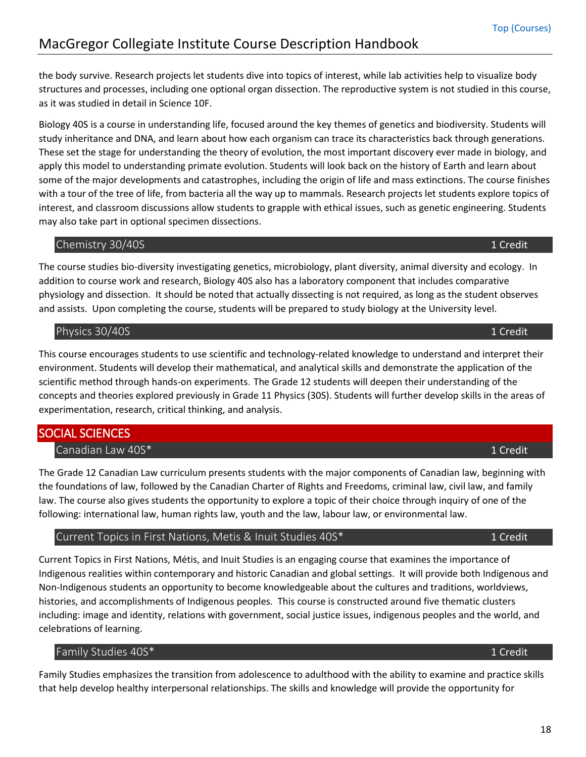the body survive. Research projects let students dive into topics of interest, while lab activities help to visualize body structures and processes, including one optional organ dissection. The reproductive system is not studied in this course, as it was studied in detail in Science 10F.

Biology 40S is a course in understanding life, focused around the key themes of genetics and biodiversity. Students will study inheritance and DNA, and learn about how each organism can trace its characteristics back through generations. These set the stage for understanding the theory of evolution, the most important discovery ever made in biology, and apply this model to understanding primate evolution. Students will look back on the history of Earth and learn about some of the major developments and catastrophes, including the origin of life and mass extinctions. The course finishes with a tour of the tree of life, from bacteria all the way up to mammals. Research projects let students explore topics of interest, and classroom discussions allow students to grapple with ethical issues, such as genetic engineering. Students may also take part in optional specimen dissections.

### Chemistry 30/40S — 1 Credit

The course studies bio-diversity investigating genetics, microbiology, plant diversity, animal diversity and ecology. In addition to course work and research, Biology 40S also has a laboratory component that includes comparative physiology and dissection. It should be noted that actually dissecting is not required, as long as the student observes and assists. Upon completing the course, students will be prepared to study biology at the University level.

### Physics 30/40S — 1 Credit

This course encourages students to use scientific and technology-related knowledge to understand and interpret their environment. Students will develop their mathematical, and analytical skills and demonstrate the application of the scientific method through hands-on experiments. The Grade 12 students will deepen their understanding of the concepts and theories explored previously in Grade 11 Physics (30S). Students will further develop skills in the areas of experimentation, research, critical thinking, and analysis.

## SOCIAL SCIENCES

### Canadian Law 40S* — 1 Credit

The Grade 12 Canadian Law curriculum presents students with the major components of Canadian law, beginning with the foundations of law, followed by the Canadian Charter of Rights and Freedoms, criminal law, civil law, and family law. The course also gives students the opportunity to explore a topic of their choice through inquiry of one of the following: international law, human rights law, youth and the law, labour law, or environmental law.

### Current Topics in First Nations, Metis & Inuit Studies 40S* — 1 Credit

Current Topics in First Nations, Métis, and Inuit Studies is an engaging course that examines the importance of Indigenous realities within contemporary and historic Canadian and global settings. It will provide both Indigenous and Non-Indigenous students an opportunity to become knowledgeable about the cultures and traditions, worldviews, histories, and accomplishments of Indigenous peoples. This course is constructed around five thematic clusters including: image and identity, relations with government, social justice issues, indigenous peoples and the world, and celebrations of learning.

### Family Studies 40S* — 1 Credit

Family Studies emphasizes the transition from adolescence to adulthood with the ability to examine and practice skills that help develop healthy interpersonal relationships. The skills and knowledge will provide the opportunity for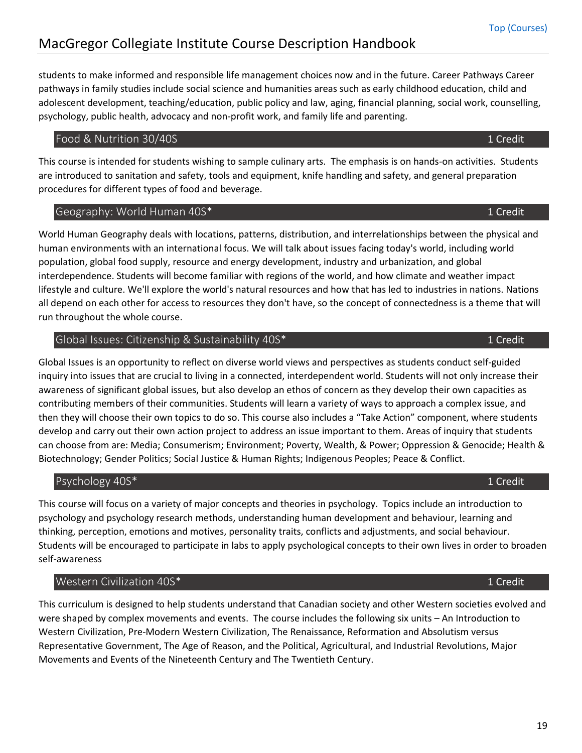students to make informed and responsible life management choices now and in the future. Career Pathways Career pathways in family studies include social science and humanities areas such as early childhood education, child and adolescent development, teaching/education, public policy and law, aging, financial planning, social work, counselling, psychology, public health, advocacy and non-profit work, and family life and parenting.

## Food & Nutrition 30/40S — 1 Credit

This course is intended for students wishing to sample culinary arts. The emphasis is on hands-on activities. Students are introduced to sanitation and safety, tools and equipment, knife handling and safety, and general preparation procedures for different types of food and beverage.

## Geography: World Human 40S* — 1 Credit

World Human Geography deals with locations, patterns, distribution, and interrelationships between the physical and human environments with an international focus. We will talk about issues facing today's world, including world population, global food supply, resource and energy development, industry and urbanization, and global interdependence. Students will become familiar with regions of the world, and how climate and weather impact lifestyle and culture. We'll explore the world's natural resources and how that has led to industries in nations. Nations all depend on each other for access to resources they don't have, so the concept of connectedness is a theme that will run throughout the whole course.

## Global Issues: Citizenship & Sustainability 40S* — 1 Credit

Global Issues is an opportunity to reflect on diverse world views and perspectives as students conduct self-guided inquiry into issues that are crucial to living in a connected, interdependent world. Students will not only increase their awareness of significant global issues, but also develop an ethos of concern as they develop their own capacities as contributing members of their communities. Students will learn a variety of ways to approach a complex issue, and then they will choose their own topics to do so. This course also includes a "Take Action" component, where students develop and carry out their own action project to address an issue important to them. Areas of inquiry that students can choose from are: Media; Consumerism; Environment; Poverty, Wealth, & Power; Oppression & Genocide; Health & Biotechnology; Gender Politics; Social Justice & Human Rights; Indigenous Peoples; Peace & Conflict.

## Psychology 40S* — 1 Credit

This course will focus on a variety of major concepts and theories in psychology. Topics include an introduction to psychology and psychology research methods, understanding human development and behaviour, learning and thinking, perception, emotions and motives, personality traits, conflicts and adjustments, and social behaviour. Students will be encouraged to participate in labs to apply psychological concepts to their own lives in order to broaden self-awareness

## Western Civilization 40S* — 1 Credit

This curriculum is designed to help students understand that Canadian society and other Western societies evolved and were shaped by complex movements and events. The course includes the following six units – An Introduction to Western Civilization, Pre-Modern Western Civilization, The Renaissance, Reformation and Absolutism versus Representative Government, The Age of Reason, and the Political, Agricultural, and Industrial Revolutions, Major Movements and Events of the Nineteenth Century and The Twentieth Century.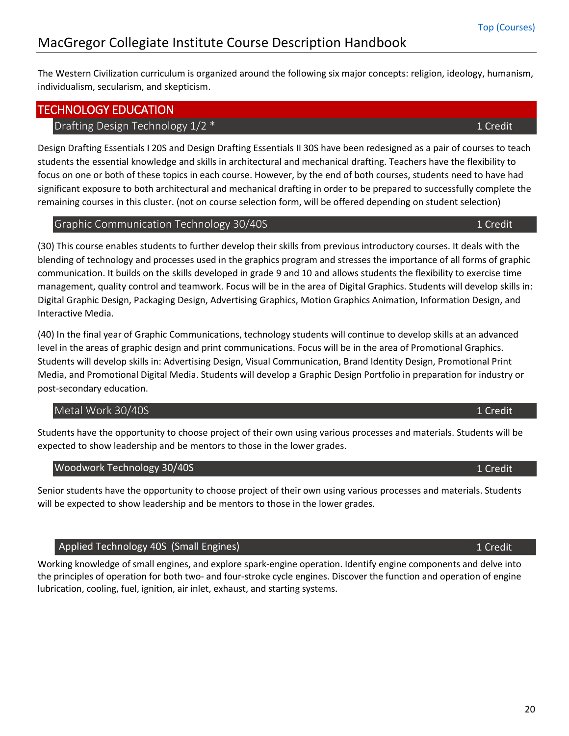The Western Civilization curriculum is organized around the following six major concepts: religion, ideology, humanism, individualism, secularism, and skepticism.

## TECHNOLOGY EDUCATION

### Drafting Design Technology 1/2 * — 1 Credit

Design Drafting Essentials I 20S and Design Drafting Essentials II 30S have been redesigned as a pair of courses to teach students the essential knowledge and skills in architectural and mechanical drafting. Teachers have the flexibility to focus on one or both of these topics in each course. However, by the end of both courses, students need to have had significant exposure to both architectural and mechanical drafting in order to be prepared to successfully complete the remaining courses in this cluster. (not on course selection form, will be offered depending on student selection)

### Graphic Communication Technology 30/40S — 1 Credit

(30) This course enables students to further develop their skills from previous introductory courses. It deals with the blending of technology and processes used in the graphics program and stresses the importance of all forms of graphic communication. It builds on the skills developed in grade 9 and 10 and allows students the flexibility to exercise time management, quality control and teamwork. Focus will be in the area of Digital Graphics. Students will develop skills in: Digital Graphic Design, Packaging Design, Advertising Graphics, Motion Graphics Animation, Information Design, and Interactive Media.

(40) In the final year of Graphic Communications, technology students will continue to develop skills at an advanced level in the areas of graphic design and print communications. Focus will be in the area of Promotional Graphics. Students will develop skills in: Advertising Design, Visual Communication, Brand Identity Design, Promotional Print Media, and Promotional Digital Media. Students will develop a Graphic Design Portfolio in preparation for industry or post-secondary education.

### Metal Work 30/40S — 1 Credit

Students have the opportunity to choose project of their own using various processes and materials. Students will be expected to show leadership and be mentors to those in the lower grades.

### Woodwork Technology 30/40S — 1 Credit

Senior students have the opportunity to choose project of their own using various processes and materials. Students will be expected to show leadership and be mentors to those in the lower grades.

### Applied Technology 40S (Small Engines) — 1 Credit

Working knowledge of small engines, and explore spark-engine operation. Identify engine components and delve into the principles of operation for both two- and four-stroke cycle engines. Discover the function and operation of engine lubrication, cooling, fuel, ignition, air inlet, exhaust, and starting systems.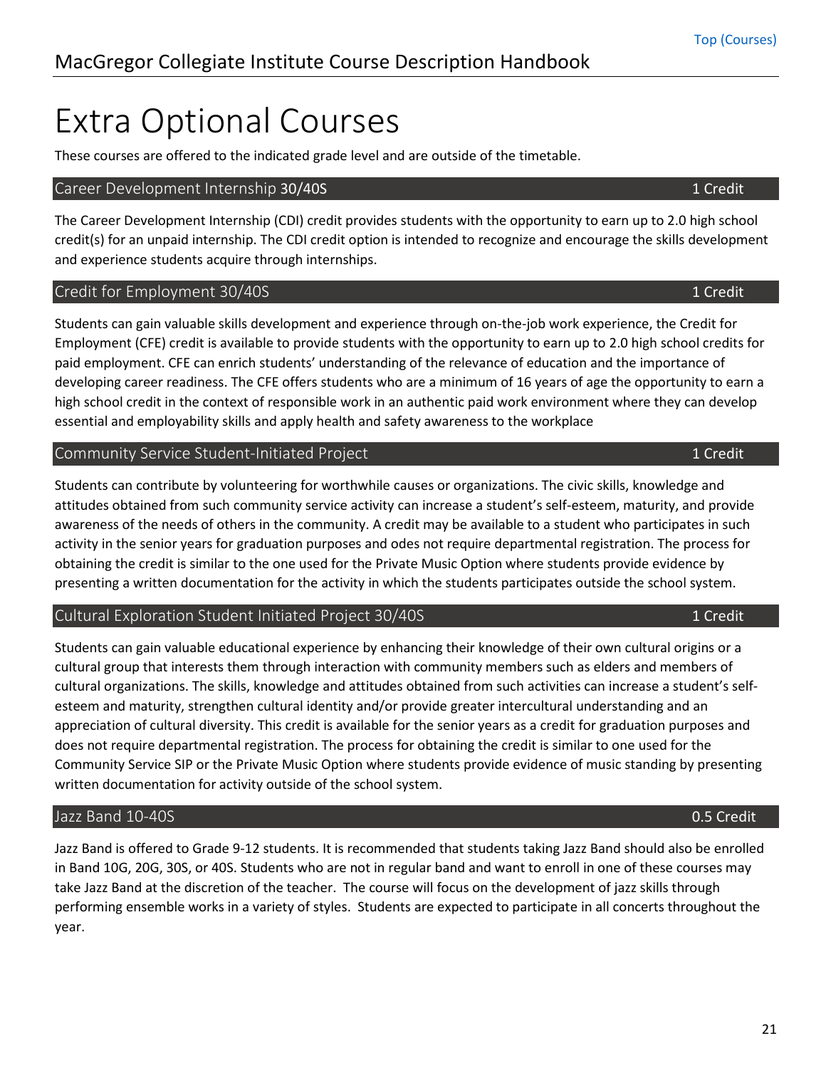# Extra Optional Courses

These courses are offered to the indicated grade level and are outside of the timetable.

## Career Development Internship **30/40S** — 1 Credit

The Career Development Internship (CDI) credit provides students with the opportunity to earn up to 2.0 high school credit(s) for an unpaid internship. The CDI credit option is intended to recognize and encourage the skills development and experience students acquire through internships.

## Credit for Employment 30/40S — 1 Credit

Students can gain valuable skills development and experience through on-the-job work experience, the Credit for Employment (CFE) credit is available to provide students with the opportunity to earn up to 2.0 high school credits for paid employment. CFE can enrich students' understanding of the relevance of education and the importance of developing career readiness. The CFE offers students who are a minimum of 16 years of age the opportunity to earn a high school credit in the context of responsible work in an authentic paid work environment where they can develop essential and employability skills and apply health and safety awareness to the workplace

## Community Service Student-Initiated Project — 1 Credit

Students can contribute by volunteering for worthwhile causes or organizations. The civic skills, knowledge and attitudes obtained from such community service activity can increase a student's self-esteem, maturity, and provide awareness of the needs of others in the community. A credit may be available to a student who participates in such activity in the senior years for graduation purposes and odes not require departmental registration. The process for obtaining the credit is similar to the one used for the Private Music Option where students provide evidence by presenting a written documentation for the activity in which the students participates outside the school system.

## Cultural Exploration Student Initiated Project 30/40S — 1 Credit

Students can gain valuable educational experience by enhancing their knowledge of their own cultural origins or a cultural group that interests them through interaction with community members such as elders and members of cultural organizations. The skills, knowledge and attitudes obtained from such activities can increase a student's self-esteem and maturity, strengthen cultural identity and/or provide greater intercultural understanding and an appreciation of cultural diversity. This credit is available for the senior years as a credit for graduation purposes and does not require departmental registration. The process for obtaining the credit is similar to one used for the Community Service SIP or the Private Music Option where students provide evidence of music standing by presenting written documentation for activity outside of the school system.

## Jazz Band 10-40S — 0.5 Credit

Jazz Band is offered to Grade 9-12 students. It is recommended that students taking Jazz Band should also be enrolled in Band 10G, 20G, 30S, or 40S. Students who are not in regular band and want to enroll in one of these courses may take Jazz Band at the discretion of the teacher. The course will focus on the development of jazz skills through performing ensemble works in a variety of styles. Students are expected to participate in all concerts throughout the year.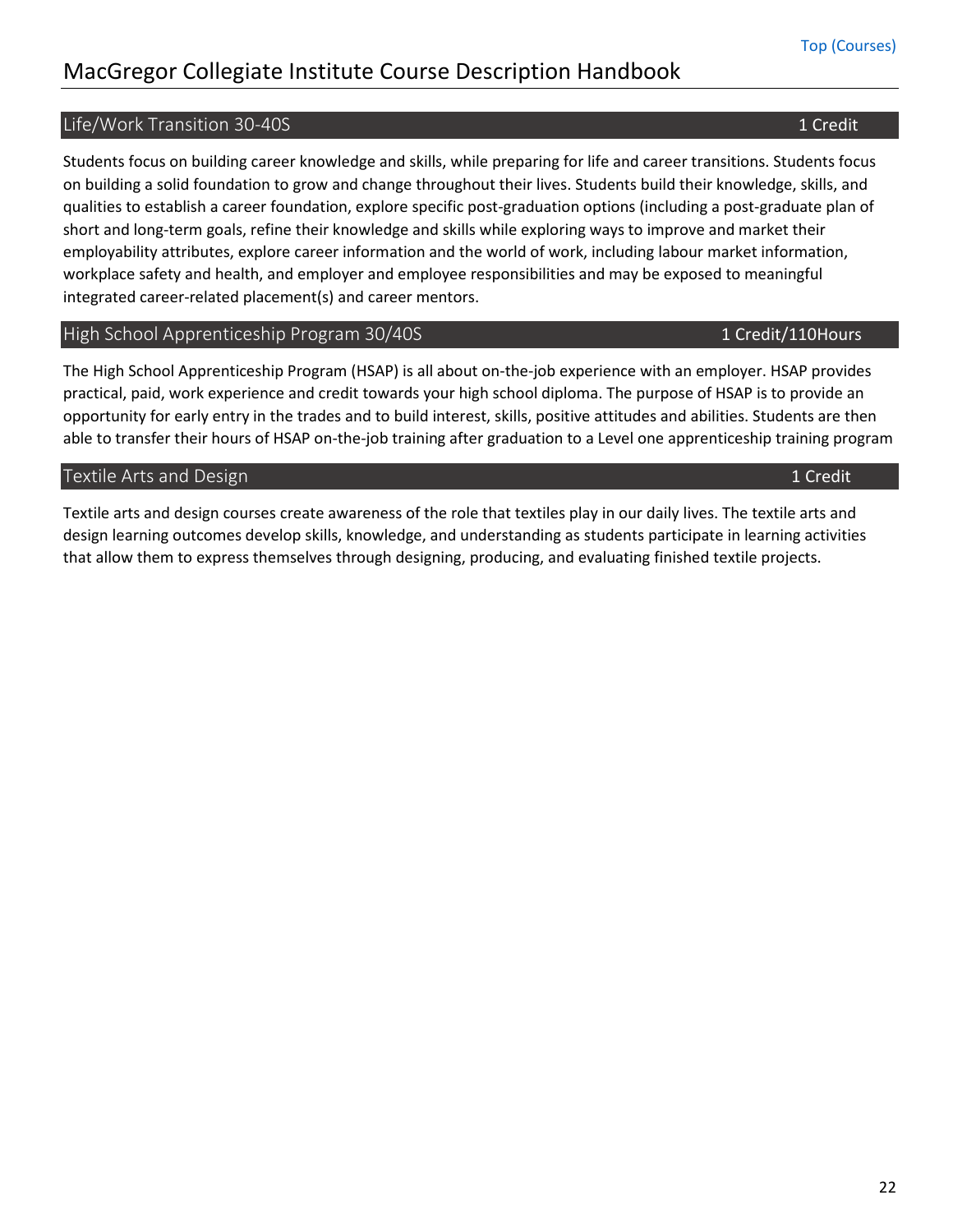## Life/Work Transition 30-40S

1 Credit

Students focus on building career knowledge and skills, while preparing for life and career transitions. Students focus on building a solid foundation to grow and change throughout their lives. Students build their knowledge, skills, and qualities to establish a career foundation, explore specific post-graduation options (including a post-graduate plan of short and long-term goals, refine their knowledge and skills while exploring ways to improve and market their employability attributes, explore career information and the world of work, including labour market information, workplace safety and health, and employer and employee responsibilities and may be exposed to meaningful integrated career-related placement(s) and career mentors.

## High School Apprenticeship Program 30/40S

1 Credit/110Hours

The High School Apprenticeship Program (HSAP) is all about on-the-job experience with an employer. HSAP provides practical, paid, work experience and credit towards your high school diploma. The purpose of HSAP is to provide an opportunity for early entry in the trades and to build interest, skills, positive attitudes and abilities. Students are then able to transfer their hours of HSAP on-the-job training after graduation to a Level one apprenticeship training program

## Textile Arts and Design

1 Credit

Textile arts and design courses create awareness of the role that textiles play in our daily lives. The textile arts and design learning outcomes develop skills, knowledge, and understanding as students participate in learning activities that allow them to express themselves through designing, producing, and evaluating finished textile projects.